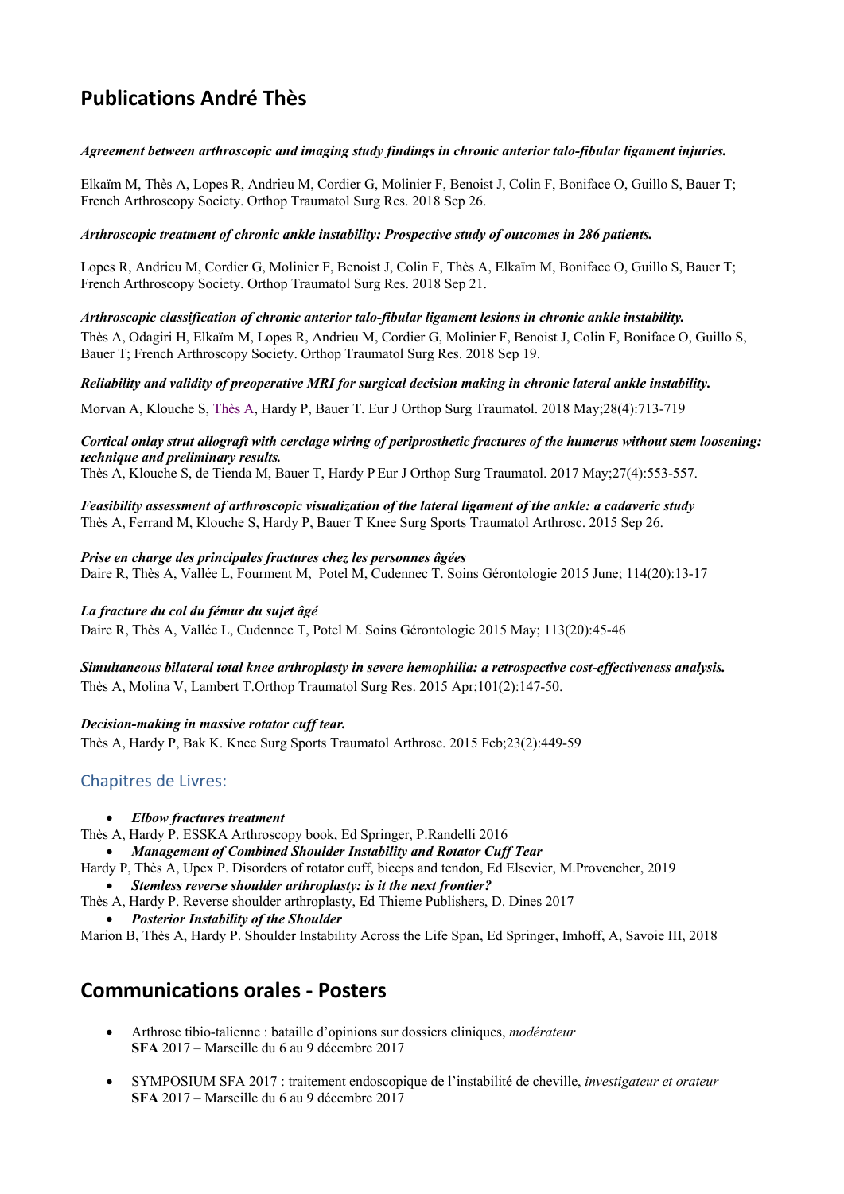# Publications André Thès

***Agreement between arthroscopic and imaging study findings in chronic anterior talo-fibular ligament injuries.***

Elkaïm M, Thès A, Lopes R, Andrieu M, Cordier G, Molinier F, Benoist J, Colin F, Boniface O, Guillo S, Bauer T; French Arthroscopy Society. Orthop Traumatol Surg Res. 2018 Sep 26.

***Arthroscopic treatment of chronic ankle instability: Prospective study of outcomes in 286 patients.***

Lopes R, Andrieu M, Cordier G, Molinier F, Benoist J, Colin F, Thès A, Elkaïm M, Boniface O, Guillo S, Bauer T; French Arthroscopy Society. Orthop Traumatol Surg Res. 2018 Sep 21.

***Arthroscopic classification of chronic anterior talo-fibular ligament lesions in chronic ankle instability.***

Thès A, Odagiri H, Elkaïm M, Lopes R, Andrieu M, Cordier G, Molinier F, Benoist J, Colin F, Boniface O, Guillo S, Bauer T; French Arthroscopy Society. Orthop Traumatol Surg Res. 2018 Sep 19.

***Reliability and validity of preoperative MRI for surgical decision making in chronic lateral ankle instability.***

Morvan A, Klouche S, Thès A, Hardy P, Bauer T. Eur J Orthop Surg Traumatol. 2018 May;28(4):713-719

***Cortical onlay strut allograft with cerclage wiring of periprosthetic fractures of the humerus without stem loosening: technique and preliminary results.***

Thès A, Klouche S, de Tienda M, Bauer T, Hardy P Eur J Orthop Surg Traumatol. 2017 May;27(4):553-557.

***Feasibility assessment of arthroscopic visualization of the lateral ligament of the ankle: a cadaveric study***

Thès A, Ferrand M, Klouche S, Hardy P, Bauer T Knee Surg Sports Traumatol Arthrosc. 2015 Sep 26.

***Prise en charge des principales fractures chez les personnes âgées***

Daire R, Thès A, Vallée L, Fourment M, Potel M, Cudennec T. Soins Gérontologie 2015 June; 114(20):13-17

***La fracture du col du fémur du sujet âgé***

Daire R, Thès A, Vallée L, Cudennec T, Potel M. Soins Gérontologie 2015 May; 113(20):45-46

***Simultaneous bilateral total knee arthroplasty in severe hemophilia: a retrospective cost-effectiveness analysis.***

Thès A, Molina V, Lambert T.Orthop Traumatol Surg Res. 2015 Apr;101(2):147-50.

***Decision-making in massive rotator cuff tear.***

Thès A, Hardy P, Bak K. Knee Surg Sports Traumatol Arthrosc. 2015 Feb;23(2):449-59

## Chapitres de Livres:

- ***Elbow fractures treatment***

Thès A, Hardy P. ESSKA Arthroscopy book, Ed Springer, P.Randelli 2016

- ***Management of Combined Shoulder Instability and Rotator Cuff Tear***

Hardy P, Thès A, Upex P. Disorders of rotator cuff, biceps and tendon, Ed Elsevier, M.Provencher, 2019

- ***Stemless reverse shoulder arthroplasty: is it the next frontier?***

Thès A, Hardy P. Reverse shoulder arthroplasty, Ed Thieme Publishers, D. Dines 2017

- ***Posterior Instability of the Shoulder***

Marion B, Thès A, Hardy P. Shoulder Instability Across the Life Span, Ed Springer, Imhoff, A, Savoie III, 2018

# Communications orales - Posters

- Arthrose tibio-talienne : bataille d'opinions sur dossiers cliniques, *modérateur*
  **SFA** 2017 – Marseille du 6 au 9 décembre 2017

- SYMPOSIUM SFA 2017 : traitement endoscopique de l'instabilité de cheville, *investigateur et orateur*
  **SFA** 2017 – Marseille du 6 au 9 décembre 2017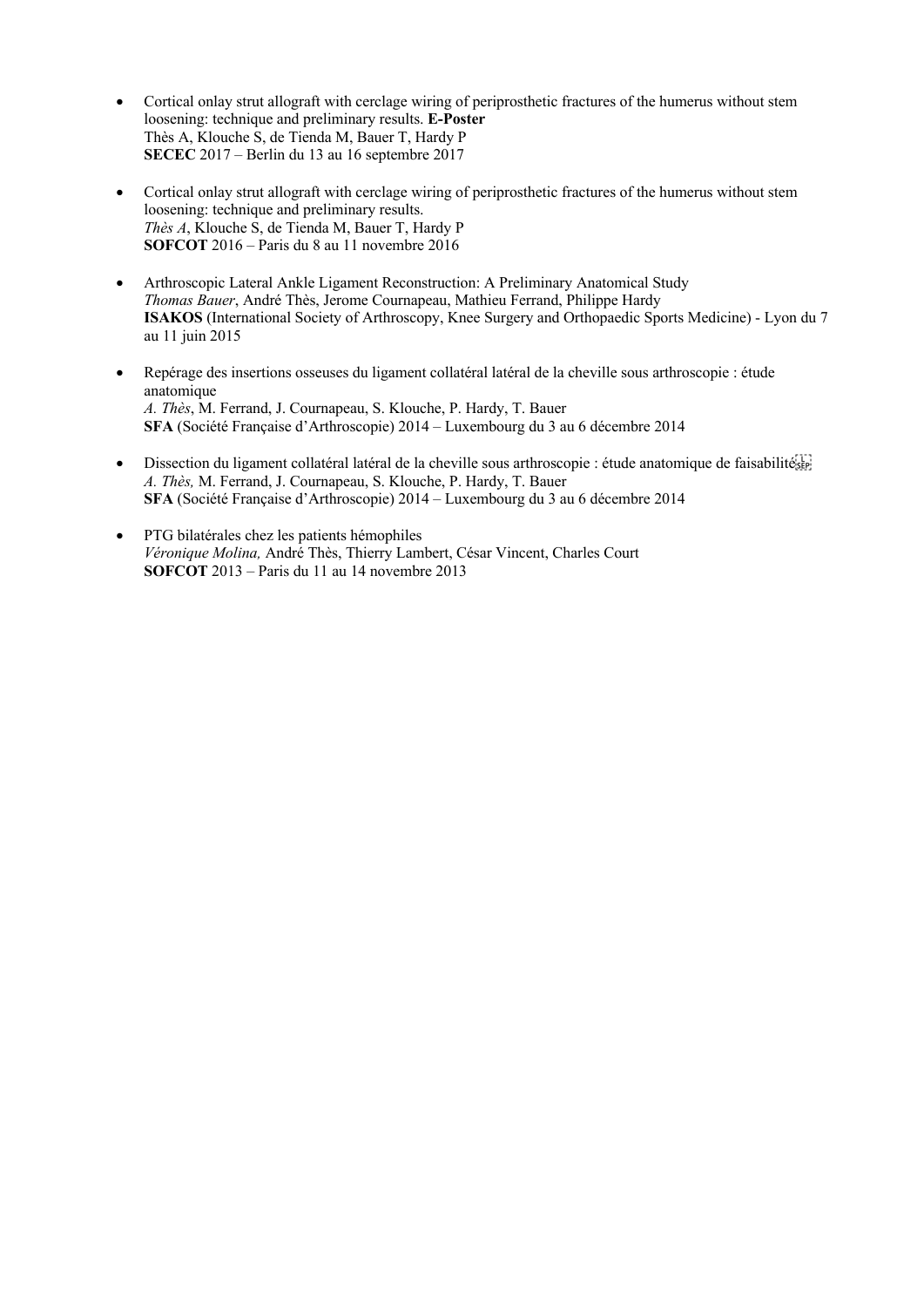- Cortical onlay strut allograft with cerclage wiring of periprosthetic fractures of the humerus without stem loosening: technique and preliminary results. **E-Poster**
  Thès A, Klouche S, de Tienda M, Bauer T, Hardy P
  **SECEC** 2017 – Berlin du 13 au 16 septembre 2017

- Cortical onlay strut allograft with cerclage wiring of periprosthetic fractures of the humerus without stem loosening: technique and preliminary results.
  *Thès A*, Klouche S, de Tienda M, Bauer T, Hardy P
  **SOFCOT** 2016 – Paris du 8 au 11 novembre 2016

- Arthroscopic Lateral Ankle Ligament Reconstruction: A Preliminary Anatomical Study
  *Thomas Bauer*, André Thès, Jerome Cournapeau, Mathieu Ferrand, Philippe Hardy
  **ISAKOS** (International Society of Arthroscopy, Knee Surgery and Orthopaedic Sports Medicine) - Lyon du 7 au 11 juin 2015

- Repérage des insertions osseuses du ligament collatéral latéral de la cheville sous arthroscopie : étude anatomique
  *A. Thès*, M. Ferrand, J. Cournapeau, S. Klouche, P. Hardy, T. Bauer
  **SFA** (Société Française d'Arthroscopie) 2014 – Luxembourg du 3 au 6 décembre 2014

- Dissection du ligament collatéral latéral de la cheville sous arthroscopie : étude anatomique de faisabilité
  *A. Thès,* M. Ferrand, J. Cournapeau, S. Klouche, P. Hardy, T. Bauer
  **SFA** (Société Française d'Arthroscopie) 2014 – Luxembourg du 3 au 6 décembre 2014

- PTG bilatérales chez les patients hémophiles
  *Véronique Molina,* André Thès, Thierry Lambert, César Vincent, Charles Court
  **SOFCOT** 2013 – Paris du 11 au 14 novembre 2013